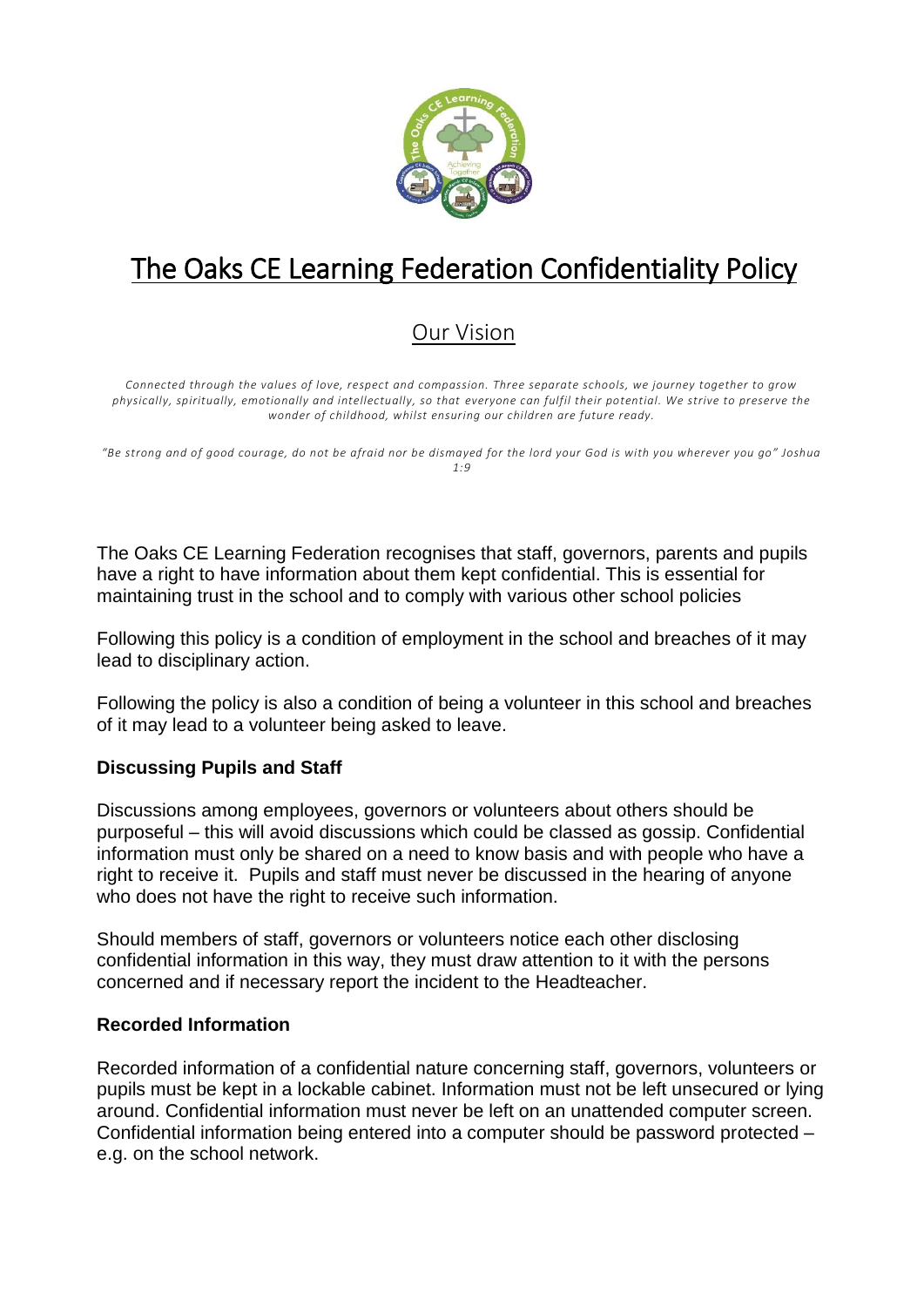# The Oaks CE Learning Federation Confidentiality Policy

## Our Vision

*Connected through the values of love, respect and compassion. Three separate schools, we journey together to grow physically, spiritually, emotionally and intellectually, so that everyone can fulfil their potential. We strive to preserve the wonder of childhood, whilst ensuring our children are future ready.*

*"Be strong and of good courage, do not be afraid nor be dismayed for the lord your God is with you wherever you go" Joshua 1:9*

The Oaks CE Learning Federation recognises that staff, governors, parents and pupils have a right to have information about them kept confidential. This is essential for maintaining trust in the school and to comply with various other school policies

Following this policy is a condition of employment in the school and breaches of it may lead to disciplinary action.

Following the policy is also a condition of being a volunteer in this school and breaches of it may lead to a volunteer being asked to leave.

### Discussing Pupils and Staff

Discussions among employees, governors or volunteers about others should be purposeful – this will avoid discussions which could be classed as gossip. Confidential information must only be shared on a need to know basis and with people who have a right to receive it. Pupils and staff must never be discussed in the hearing of anyone who does not have the right to receive such information.

Should members of staff, governors or volunteers notice each other disclosing confidential information in this way, they must draw attention to it with the persons concerned and if necessary report the incident to the Headteacher.

### Recorded Information

Recorded information of a confidential nature concerning staff, governors, volunteers or pupils must be kept in a lockable cabinet. Information must not be left unsecured or lying around. Confidential information must never be left on an unattended computer screen. Confidential information being entered into a computer should be password protected – e.g. on the school network.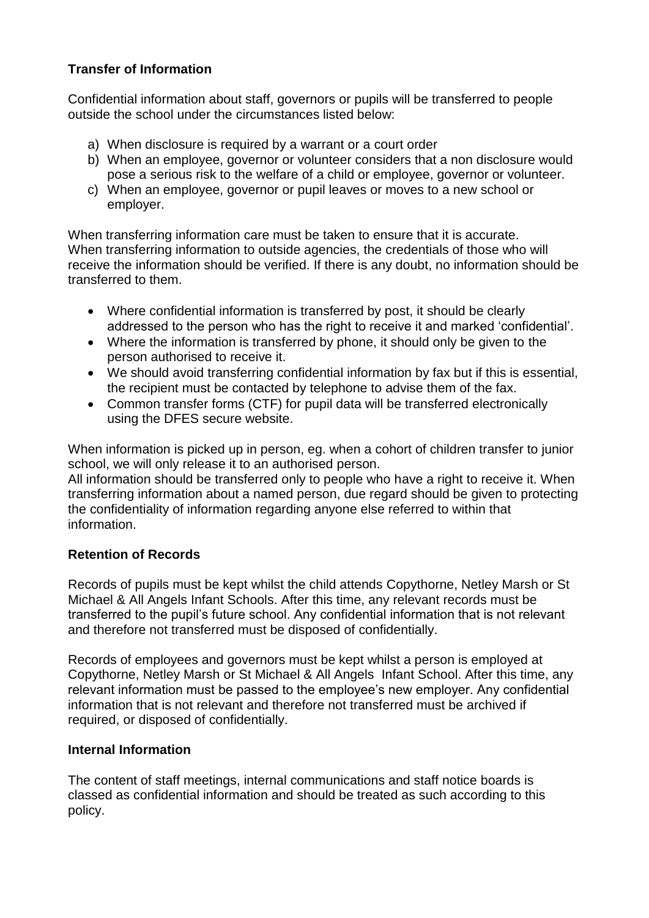**Transfer of Information**

Confidential information about staff, governors or pupils will be transferred to people outside the school under the circumstances listed below:

a) When disclosure is required by a warrant or a court order
b) When an employee, governor or volunteer considers that a non disclosure would pose a serious risk to the welfare of a child or employee, governor or volunteer.
c) When an employee, governor or pupil leaves or moves to a new school or employer.

When transferring information care must be taken to ensure that it is accurate.
When transferring information to outside agencies, the credentials of those who will receive the information should be verified. If there is any doubt, no information should be transferred to them.

- Where confidential information is transferred by post, it should be clearly addressed to the person who has the right to receive it and marked 'confidential'.
- Where the information is transferred by phone, it should only be given to the person authorised to receive it.
- We should avoid transferring confidential information by fax but if this is essential, the recipient must be contacted by telephone to advise them of the fax.
- Common transfer forms (CTF) for pupil data will be transferred electronically using the DFES secure website.

When information is picked up in person, eg. when a cohort of children transfer to junior school, we will only release it to an authorised person.
All information should be transferred only to people who have a right to receive it. When transferring information about a named person, due regard should be given to protecting the confidentiality of information regarding anyone else referred to within that information.

**Retention of Records**

Records of pupils must be kept whilst the child attends Copythorne, Netley Marsh or St Michael & All Angels Infant Schools. After this time, any relevant records must be transferred to the pupil's future school. Any confidential information that is not relevant and therefore not transferred must be disposed of confidentially.

Records of employees and governors must be kept whilst a person is employed at Copythorne, Netley Marsh or St Michael & All Angels Infant School. After this time, any relevant information must be passed to the employee's new employer. Any confidential information that is not relevant and therefore not transferred must be archived if required, or disposed of confidentially.

**Internal Information**

The content of staff meetings, internal communications and staff notice boards is classed as confidential information and should be treated as such according to this policy.